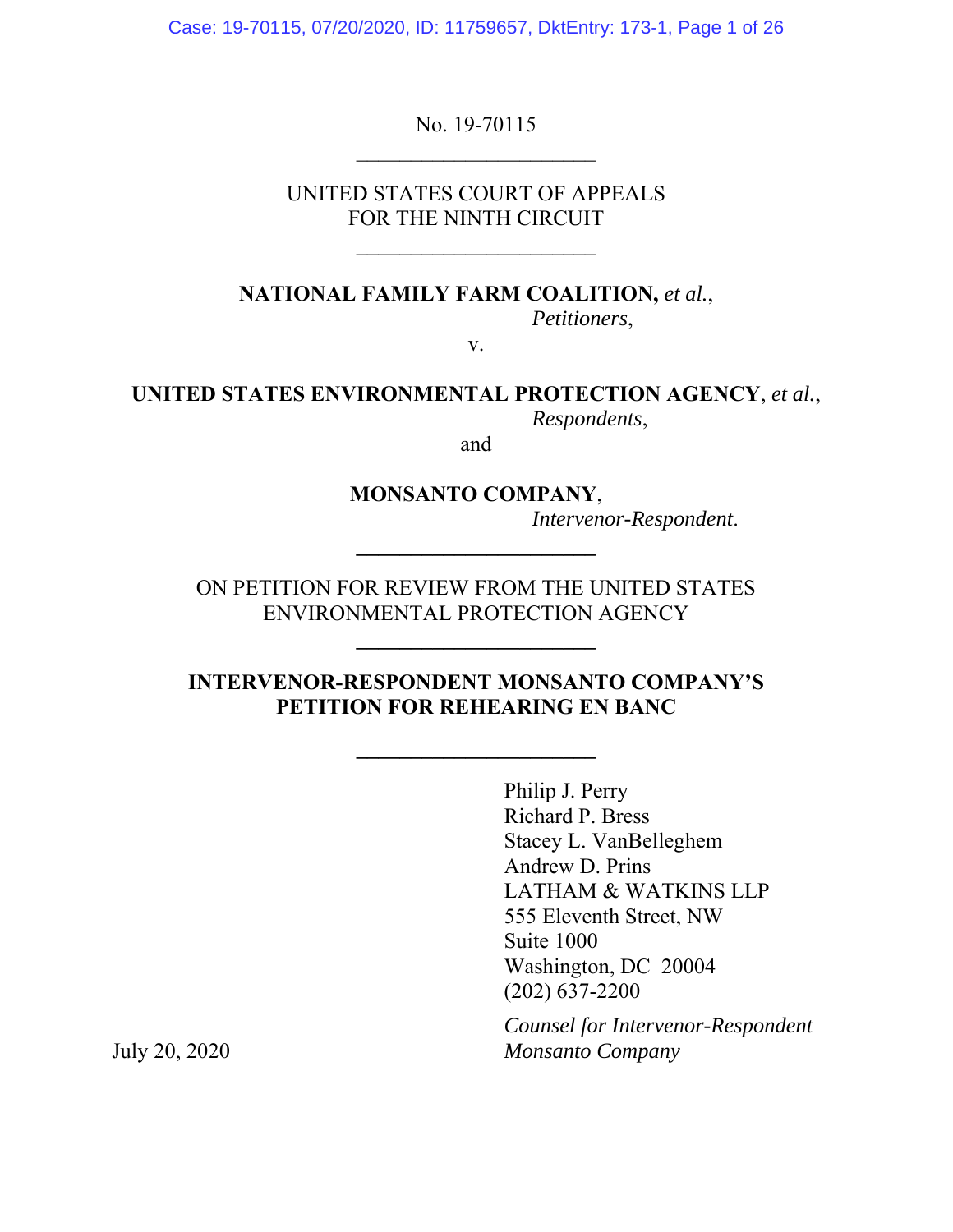No. 19-70115

UNITED STATES COURT OF APPEALS
FOR THE NINTH CIRCUIT

**NATIONAL FAMILY FARM COALITION,** *et al.*,
*Petitioners*,

v.

**UNITED STATES ENVIRONMENTAL PROTECTION AGENCY**, *et al.*,
*Respondents*,

and

**MONSANTO COMPANY**,
*Intervenor-Respondent*.

ON PETITION FOR REVIEW FROM THE UNITED STATES ENVIRONMENTAL PROTECTION AGENCY

**INTERVENOR-RESPONDENT MONSANTO COMPANY'S PETITION FOR REHEARING EN BANC**

Philip J. Perry
Richard P. Bress
Stacey L. VanBelleghem
Andrew D. Prins
LATHAM & WATKINS LLP
555 Eleventh Street, NW
Suite 1000
Washington, DC 20004
(202) 637-2200

*Counsel for Intervenor-Respondent Monsanto Company*

July 20, 2020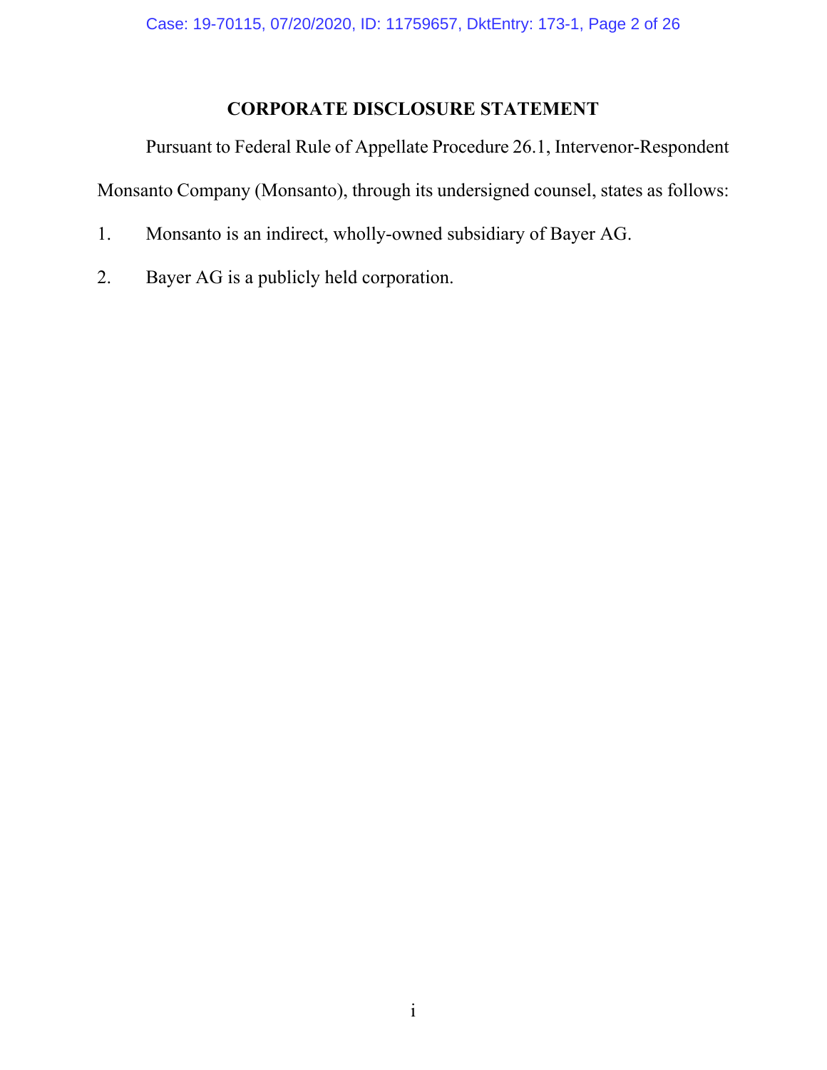# CORPORATE DISCLOSURE STATEMENT

Pursuant to Federal Rule of Appellate Procedure 26.1, Intervenor-Respondent Monsanto Company (Monsanto), through its undersigned counsel, states as follows:

1. Monsanto is an indirect, wholly-owned subsidiary of Bayer AG.

2. Bayer AG is a publicly held corporation.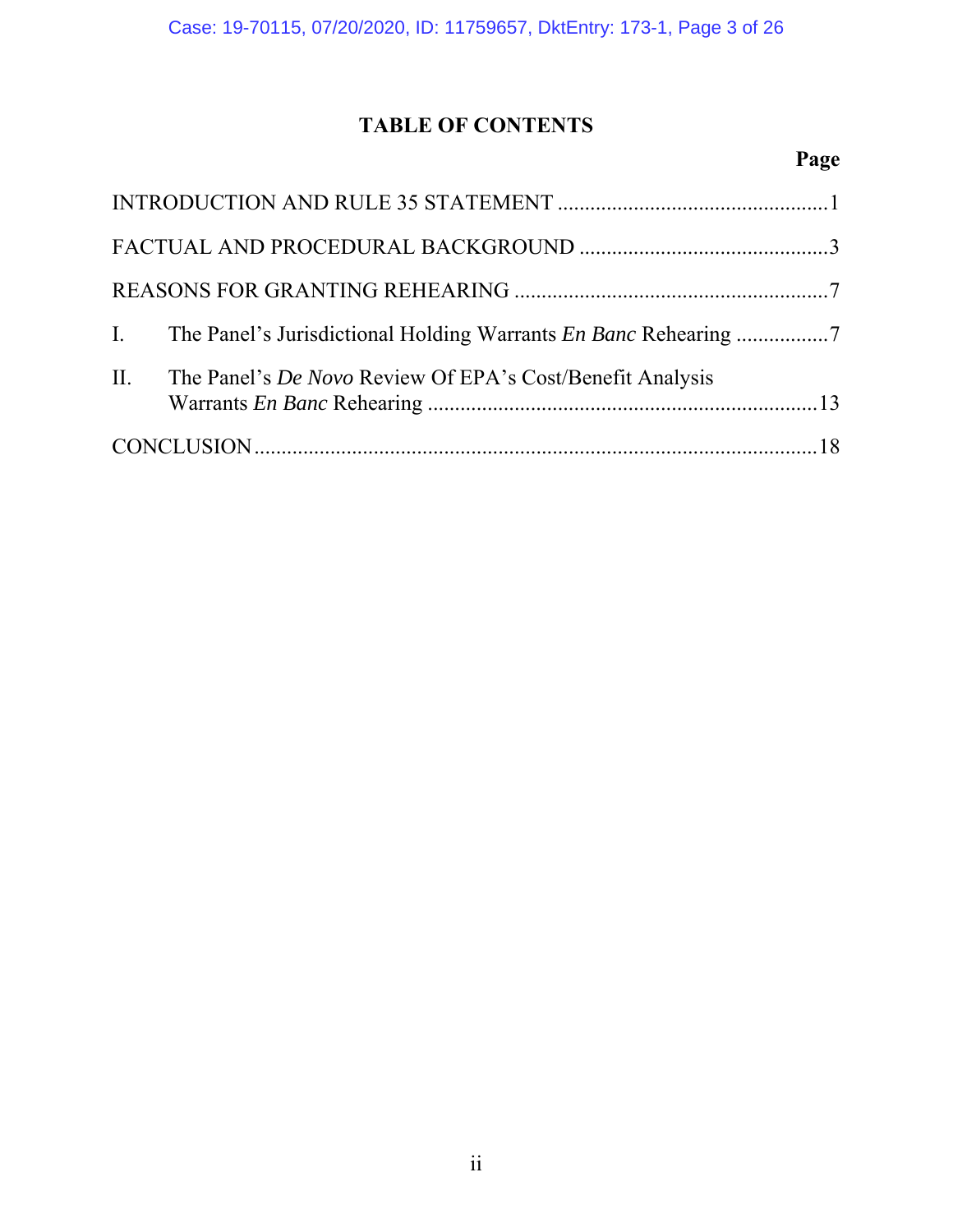# TABLE OF CONTENTS

| | Page |
|---|---|
| INTRODUCTION AND RULE 35 STATEMENT | 1 |
| FACTUAL AND PROCEDURAL BACKGROUND | 3 |
| REASONS FOR GRANTING REHEARING | 7 |
| I. The Panel's Jurisdictional Holding Warrants *En Banc* Rehearing | 7 |
| II. The Panel's *De Novo* Review Of EPA's Cost/Benefit Analysis Warrants *En Banc* Rehearing | 13 |
| CONCLUSION | 18 |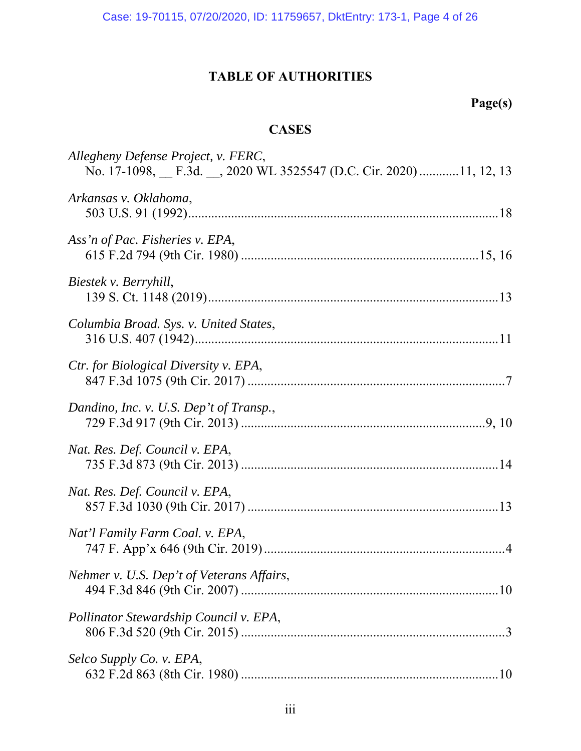## TABLE OF AUTHORITIES

**Page(s)**

### CASES

*Allegheny Defense Project, v. FERC*,
No. 17-1098, __ F.3d. __, 2020 WL 3525547 (D.C. Cir. 2020) ............11, 12, 13

*Arkansas v. Oklahoma*,
503 U.S. 91 (1992)............................................................................................18

*Ass'n of Pac. Fisheries v. EPA*,
615 F.2d 794 (9th Cir. 1980) ......................................................................15, 16

*Biestek v. Berryhill*,
139 S. Ct. 1148 (2019).......................................................................................13

*Columbia Broad. Sys. v. United States*,
316 U.S. 407 (1942)...........................................................................................11

*Ctr. for Biological Diversity v. EPA*,
847 F.3d 1075 (9th Cir. 2017) .............................................................................7

*Dandino, Inc. v. U.S. Dep't of Transp.*,
729 F.3d 917 (9th Cir. 2013) ........................................................................9, 10

*Nat. Res. Def. Council v. EPA*,
735 F.3d 873 (9th Cir. 2013) .............................................................................14

*Nat. Res. Def. Council v. EPA*,
857 F.3d 1030 (9th Cir. 2017) ...........................................................................13

*Nat'l Family Farm Coal. v. EPA*,
747 F. App'x 646 (9th Cir. 2019).........................................................................4

*Nehmer v. U.S. Dep't of Veterans Affairs*,
494 F.3d 846 (9th Cir. 2007) .............................................................................10

*Pollinator Stewardship Council v. EPA*,
806 F.3d 520 (9th Cir. 2015) ...............................................................................3

*Selco Supply Co. v. EPA*,
632 F.2d 863 (8th Cir. 1980) .............................................................................10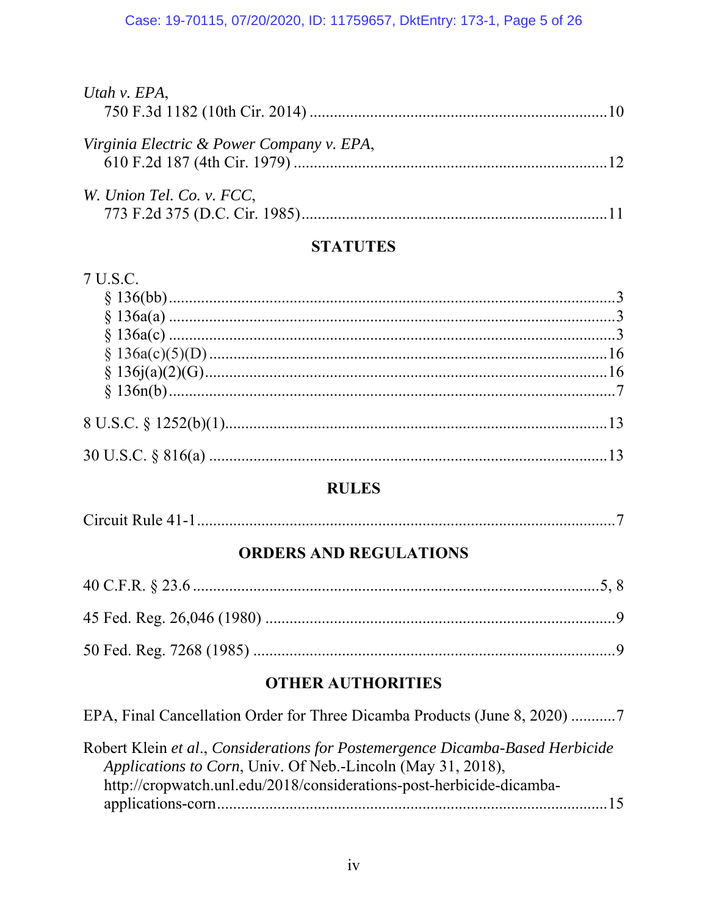*Utah v. EPA*,
750 F.3d 1182 (10th Cir. 2014) ........................................................................10

*Virginia Electric & Power Company v. EPA*,
610 F.2d 187 (4th Cir. 1979) ............................................................................12

*W. Union Tel. Co. v. FCC*,
773 F.2d 375 (D.C. Cir. 1985)..........................................................................11

## STATUTES

7 U.S.C.
§ 136(bb)...............................................................................................................3
§ 136a(a) ...............................................................................................................3
§ 136a(c) ...............................................................................................................3
§ 136a(c)(5)(D) ...................................................................................................16
§ 136j(a)(2)(G)....................................................................................................16
§ 136n(b)...............................................................................................................7

8 U.S.C. § 1252(b)(1)..............................................................................................13

30 U.S.C. § 816(a) ..................................................................................................13

## RULES

Circuit Rule 41-1.......................................................................................................7

## ORDERS AND REGULATIONS

40 C.F.R. § 23.6 .....................................................................................................5, 8

45 Fed. Reg. 26,046 (1980) ......................................................................................9

50 Fed. Reg. 7268 (1985) ........................................................................................9

## OTHER AUTHORITIES

EPA, Final Cancellation Order for Three Dicamba Products (June 8, 2020) ...........7

Robert Klein *et al*., *Considerations for Postemergence Dicamba-Based Herbicide Applications to Corn*, Univ. Of Neb.-Lincoln (May 31, 2018), http://cropwatch.unl.edu/2018/considerations-post-herbicide-dicamba-applications-corn................................................................................................15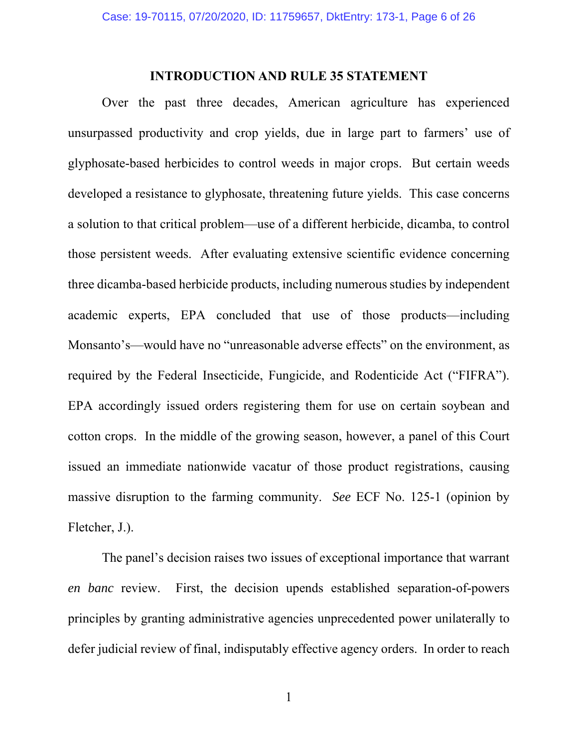## INTRODUCTION AND RULE 35 STATEMENT

Over the past three decades, American agriculture has experienced unsurpassed productivity and crop yields, due in large part to farmers' use of glyphosate-based herbicides to control weeds in major crops. But certain weeds developed a resistance to glyphosate, threatening future yields. This case concerns a solution to that critical problem—use of a different herbicide, dicamba, to control those persistent weeds. After evaluating extensive scientific evidence concerning three dicamba-based herbicide products, including numerous studies by independent academic experts, EPA concluded that use of those products—including Monsanto's—would have no "unreasonable adverse effects" on the environment, as required by the Federal Insecticide, Fungicide, and Rodenticide Act ("FIFRA"). EPA accordingly issued orders registering them for use on certain soybean and cotton crops. In the middle of the growing season, however, a panel of this Court issued an immediate nationwide vacatur of those product registrations, causing massive disruption to the farming community. *See* ECF No. 125-1 (opinion by Fletcher, J.).

The panel's decision raises two issues of exceptional importance that warrant *en banc* review. First, the decision upends established separation-of-powers principles by granting administrative agencies unprecedented power unilaterally to defer judicial review of final, indisputably effective agency orders. In order to reach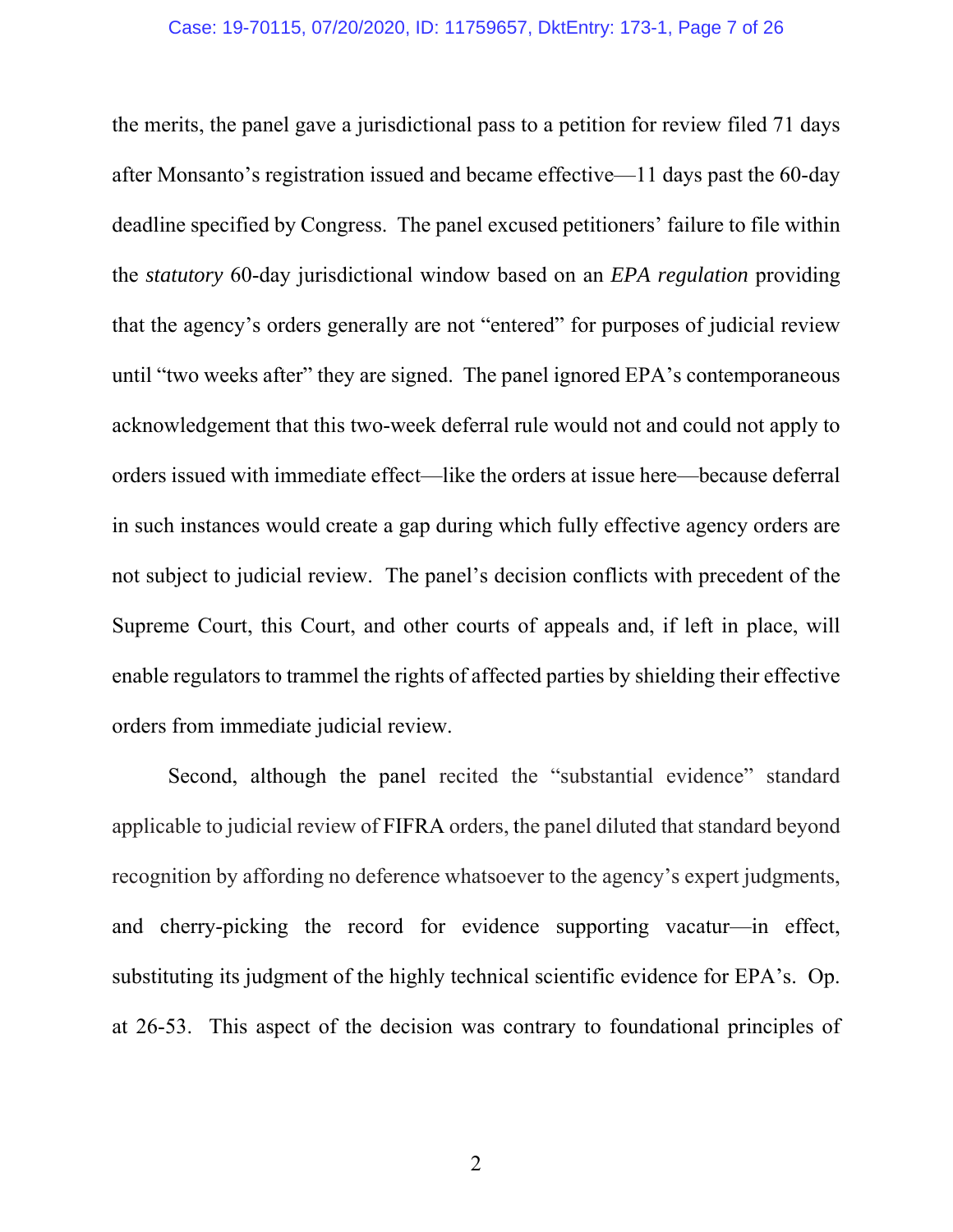the merits, the panel gave a jurisdictional pass to a petition for review filed 71 days after Monsanto's registration issued and became effective—11 days past the 60-day deadline specified by Congress. The panel excused petitioners' failure to file within the *statutory* 60-day jurisdictional window based on an *EPA regulation* providing that the agency's orders generally are not "entered" for purposes of judicial review until "two weeks after" they are signed. The panel ignored EPA's contemporaneous acknowledgement that this two-week deferral rule would not and could not apply to orders issued with immediate effect—like the orders at issue here—because deferral in such instances would create a gap during which fully effective agency orders are not subject to judicial review. The panel's decision conflicts with precedent of the Supreme Court, this Court, and other courts of appeals and, if left in place, will enable regulators to trammel the rights of affected parties by shielding their effective orders from immediate judicial review.

Second, although the panel recited the "substantial evidence" standard applicable to judicial review of FIFRA orders, the panel diluted that standard beyond recognition by affording no deference whatsoever to the agency's expert judgments, and cherry-picking the record for evidence supporting vacatur—in effect, substituting its judgment of the highly technical scientific evidence for EPA's. Op. at 26-53. This aspect of the decision was contrary to foundational principles of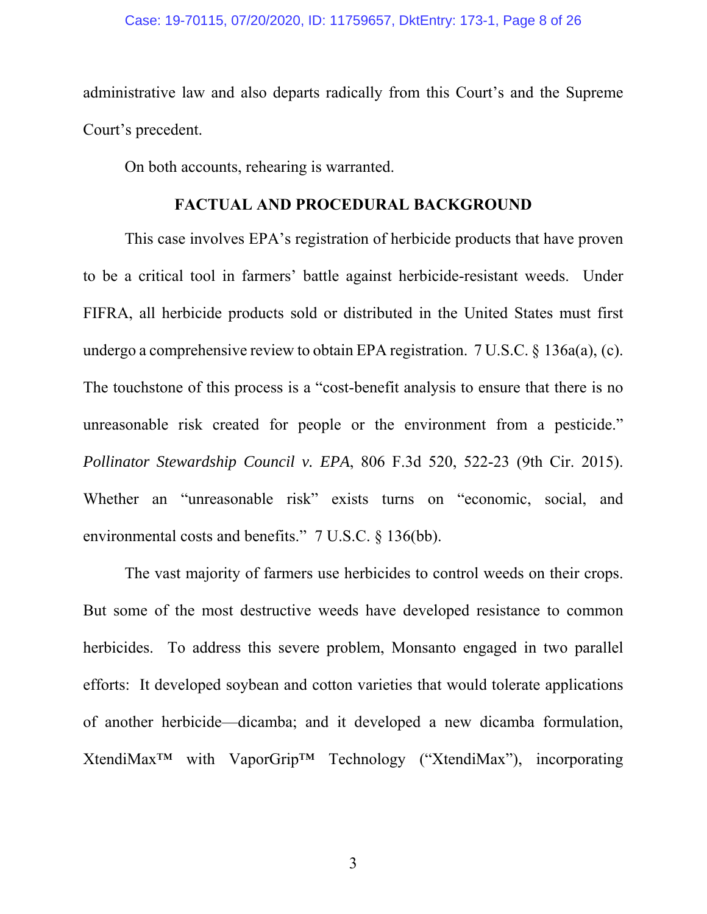administrative law and also departs radically from this Court's and the Supreme Court's precedent.

On both accounts, rehearing is warranted.

## FACTUAL AND PROCEDURAL BACKGROUND

This case involves EPA's registration of herbicide products that have proven to be a critical tool in farmers' battle against herbicide-resistant weeds. Under FIFRA, all herbicide products sold or distributed in the United States must first undergo a comprehensive review to obtain EPA registration. 7 U.S.C. § 136a(a), (c). The touchstone of this process is a "cost-benefit analysis to ensure that there is no unreasonable risk created for people or the environment from a pesticide." *Pollinator Stewardship Council v. EPA*, 806 F.3d 520, 522-23 (9th Cir. 2015). Whether an "unreasonable risk" exists turns on "economic, social, and environmental costs and benefits." 7 U.S.C. § 136(bb).

The vast majority of farmers use herbicides to control weeds on their crops. But some of the most destructive weeds have developed resistance to common herbicides. To address this severe problem, Monsanto engaged in two parallel efforts: It developed soybean and cotton varieties that would tolerate applications of another herbicide—dicamba; and it developed a new dicamba formulation, XtendiMax™ with VaporGrip™ Technology ("XtendiMax"), incorporating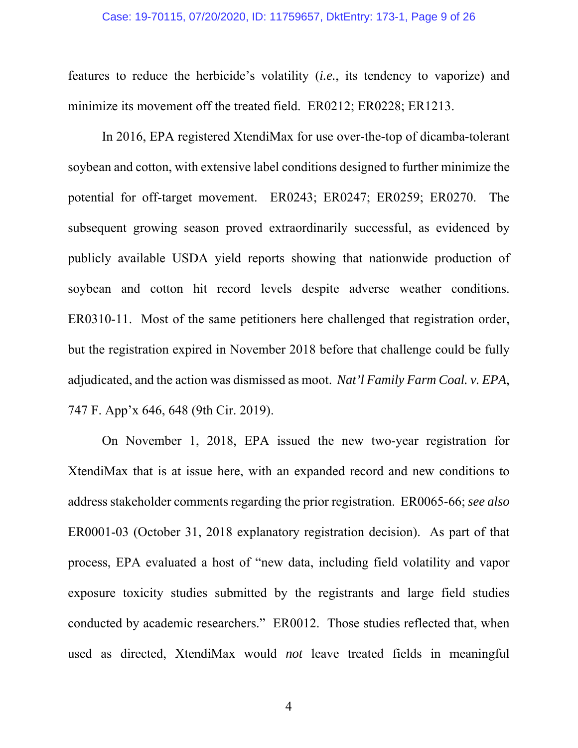features to reduce the herbicide's volatility (*i.e.*, its tendency to vaporize) and minimize its movement off the treated field. ER0212; ER0228; ER1213.

In 2016, EPA registered XtendiMax for use over-the-top of dicamba-tolerant soybean and cotton, with extensive label conditions designed to further minimize the potential for off-target movement. ER0243; ER0247; ER0259; ER0270. The subsequent growing season proved extraordinarily successful, as evidenced by publicly available USDA yield reports showing that nationwide production of soybean and cotton hit record levels despite adverse weather conditions. ER0310-11. Most of the same petitioners here challenged that registration order, but the registration expired in November 2018 before that challenge could be fully adjudicated, and the action was dismissed as moot. *Nat'l Family Farm Coal. v. EPA*, 747 F. App'x 646, 648 (9th Cir. 2019).

On November 1, 2018, EPA issued the new two-year registration for XtendiMax that is at issue here, with an expanded record and new conditions to address stakeholder comments regarding the prior registration. ER0065-66; *see also* ER0001-03 (October 31, 2018 explanatory registration decision). As part of that process, EPA evaluated a host of "new data, including field volatility and vapor exposure toxicity studies submitted by the registrants and large field studies conducted by academic researchers." ER0012. Those studies reflected that, when used as directed, XtendiMax would *not* leave treated fields in meaningful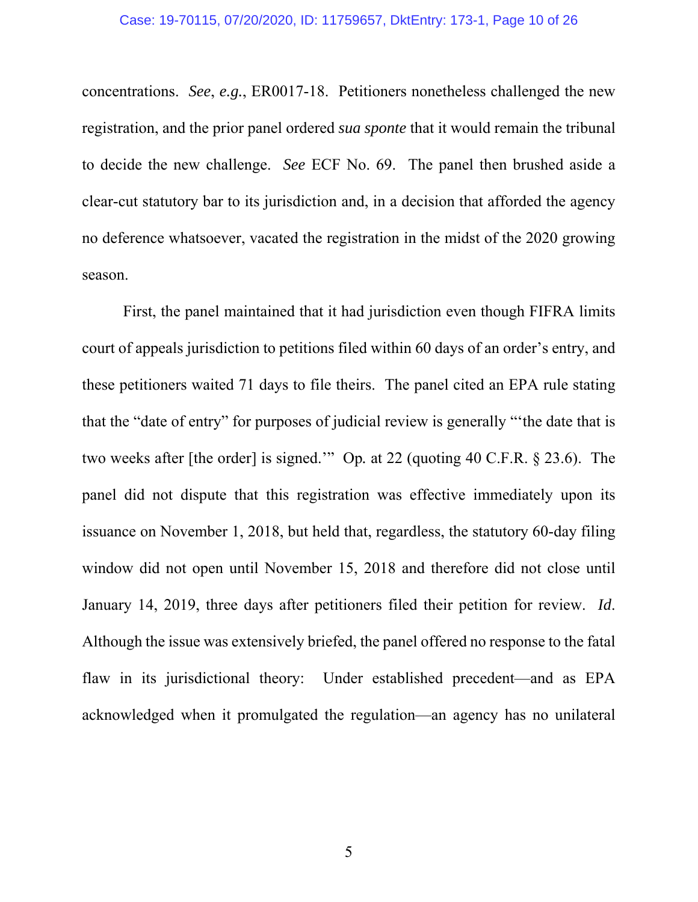concentrations. *See*, *e.g.*, ER0017-18. Petitioners nonetheless challenged the new registration, and the prior panel ordered *sua sponte* that it would remain the tribunal to decide the new challenge. *See* ECF No. 69. The panel then brushed aside a clear-cut statutory bar to its jurisdiction and, in a decision that afforded the agency no deference whatsoever, vacated the registration in the midst of the 2020 growing season.

First, the panel maintained that it had jurisdiction even though FIFRA limits court of appeals jurisdiction to petitions filed within 60 days of an order's entry, and these petitioners waited 71 days to file theirs. The panel cited an EPA rule stating that the "date of entry" for purposes of judicial review is generally "'the date that is two weeks after [the order] is signed.'" Op. at 22 (quoting 40 C.F.R. § 23.6). The panel did not dispute that this registration was effective immediately upon its issuance on November 1, 2018, but held that, regardless, the statutory 60-day filing window did not open until November 15, 2018 and therefore did not close until January 14, 2019, three days after petitioners filed their petition for review. *Id*. Although the issue was extensively briefed, the panel offered no response to the fatal flaw in its jurisdictional theory: Under established precedent—and as EPA acknowledged when it promulgated the regulation—an agency has no unilateral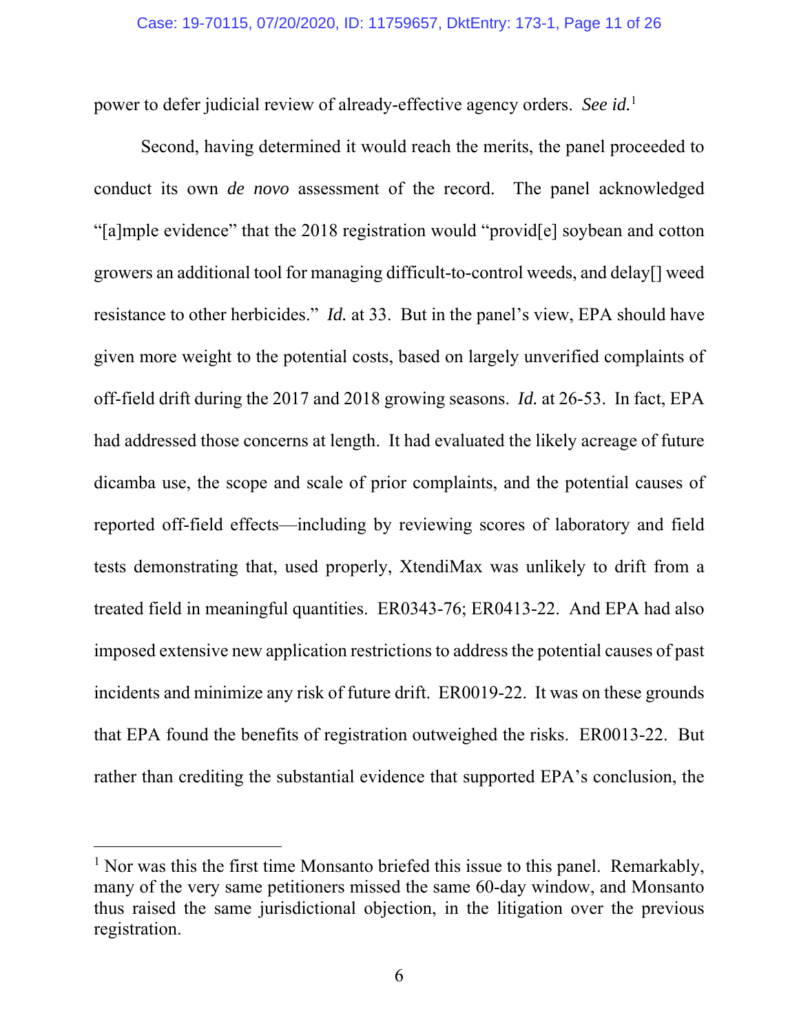power to defer judicial review of already-effective agency orders. *See id.*[1]

Second, having determined it would reach the merits, the panel proceeded to conduct its own *de novo* assessment of the record. The panel acknowledged "[a]mple evidence" that the 2018 registration would "provid[e] soybean and cotton growers an additional tool for managing difficult-to-control weeds, and delay[] weed resistance to other herbicides." *Id.* at 33. But in the panel's view, EPA should have given more weight to the potential costs, based on largely unverified complaints of off-field drift during the 2017 and 2018 growing seasons. *Id.* at 26-53. In fact, EPA had addressed those concerns at length. It had evaluated the likely acreage of future dicamba use, the scope and scale of prior complaints, and the potential causes of reported off-field effects—including by reviewing scores of laboratory and field tests demonstrating that, used properly, XtendiMax was unlikely to drift from a treated field in meaningful quantities. ER0343-76; ER0413-22. And EPA had also imposed extensive new application restrictions to address the potential causes of past incidents and minimize any risk of future drift. ER0019-22. It was on these grounds that EPA found the benefits of registration outweighed the risks. ER0013-22. But rather than crediting the substantial evidence that supported EPA's conclusion, the

---

[1] Nor was this the first time Monsanto briefed this issue to this panel. Remarkably, many of the very same petitioners missed the same 60-day window, and Monsanto thus raised the same jurisdictional objection, in the litigation over the previous registration.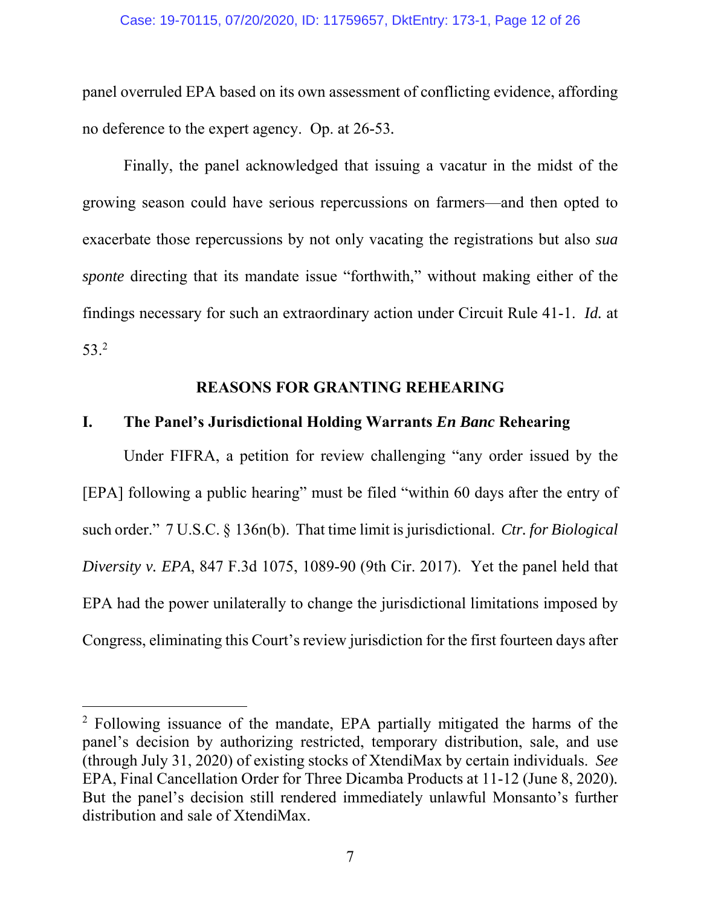panel overruled EPA based on its own assessment of conflicting evidence, affording no deference to the expert agency. Op. at 26-53.

Finally, the panel acknowledged that issuing a vacatur in the midst of the growing season could have serious repercussions on farmers—and then opted to exacerbate those repercussions by not only vacating the registrations but also *sua sponte* directing that its mandate issue "forthwith," without making either of the findings necessary for such an extraordinary action under Circuit Rule 41-1. *Id.* at 53.[2]

## REASONS FOR GRANTING REHEARING

### I. The Panel's Jurisdictional Holding Warrants *En Banc* Rehearing

Under FIFRA, a petition for review challenging "any order issued by the [EPA] following a public hearing" must be filed "within 60 days after the entry of such order." 7 U.S.C. § 136n(b). That time limit is jurisdictional. *Ctr. for Biological Diversity v. EPA*, 847 F.3d 1075, 1089-90 (9th Cir. 2017). Yet the panel held that EPA had the power unilaterally to change the jurisdictional limitations imposed by Congress, eliminating this Court's review jurisdiction for the first fourteen days after

---

[2] Following issuance of the mandate, EPA partially mitigated the harms of the panel's decision by authorizing restricted, temporary distribution, sale, and use (through July 31, 2020) of existing stocks of XtendiMax by certain individuals. *See* EPA, Final Cancellation Order for Three Dicamba Products at 11-12 (June 8, 2020). But the panel's decision still rendered immediately unlawful Monsanto's further distribution and sale of XtendiMax.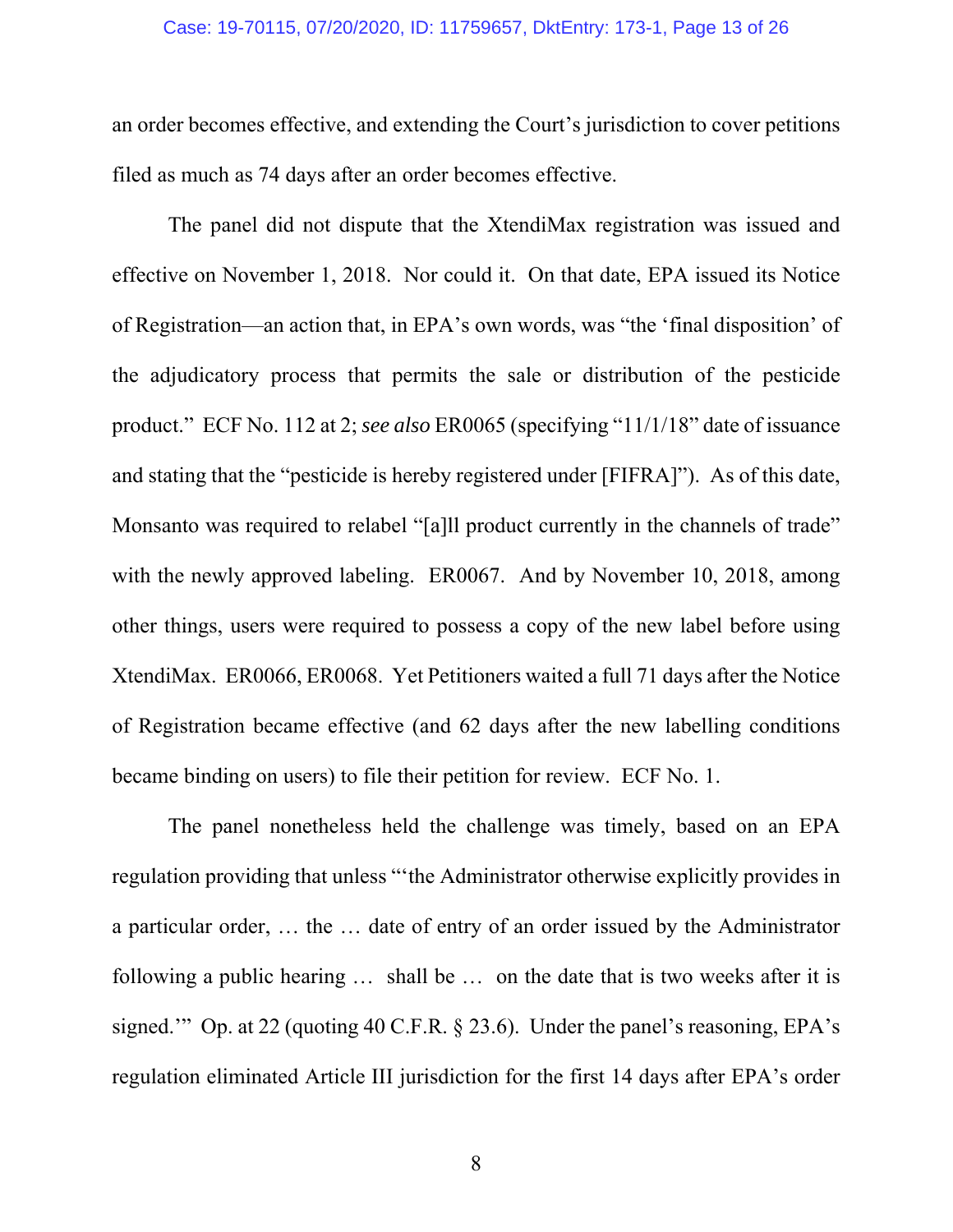an order becomes effective, and extending the Court's jurisdiction to cover petitions filed as much as 74 days after an order becomes effective.

The panel did not dispute that the XtendiMax registration was issued and effective on November 1, 2018. Nor could it. On that date, EPA issued its Notice of Registration—an action that, in EPA's own words, was "the 'final disposition' of the adjudicatory process that permits the sale or distribution of the pesticide product." ECF No. 112 at 2; *see also* ER0065 (specifying "11/1/18" date of issuance and stating that the "pesticide is hereby registered under [FIFRA]"). As of this date, Monsanto was required to relabel "[a]ll product currently in the channels of trade" with the newly approved labeling. ER0067. And by November 10, 2018, among other things, users were required to possess a copy of the new label before using XtendiMax. ER0066, ER0068. Yet Petitioners waited a full 71 days after the Notice of Registration became effective (and 62 days after the new labelling conditions became binding on users) to file their petition for review. ECF No. 1.

The panel nonetheless held the challenge was timely, based on an EPA regulation providing that unless "'the Administrator otherwise explicitly provides in a particular order, … the … date of entry of an order issued by the Administrator following a public hearing … shall be … on the date that is two weeks after it is signed.'" Op. at 22 (quoting 40 C.F.R. § 23.6). Under the panel's reasoning, EPA's regulation eliminated Article III jurisdiction for the first 14 days after EPA's order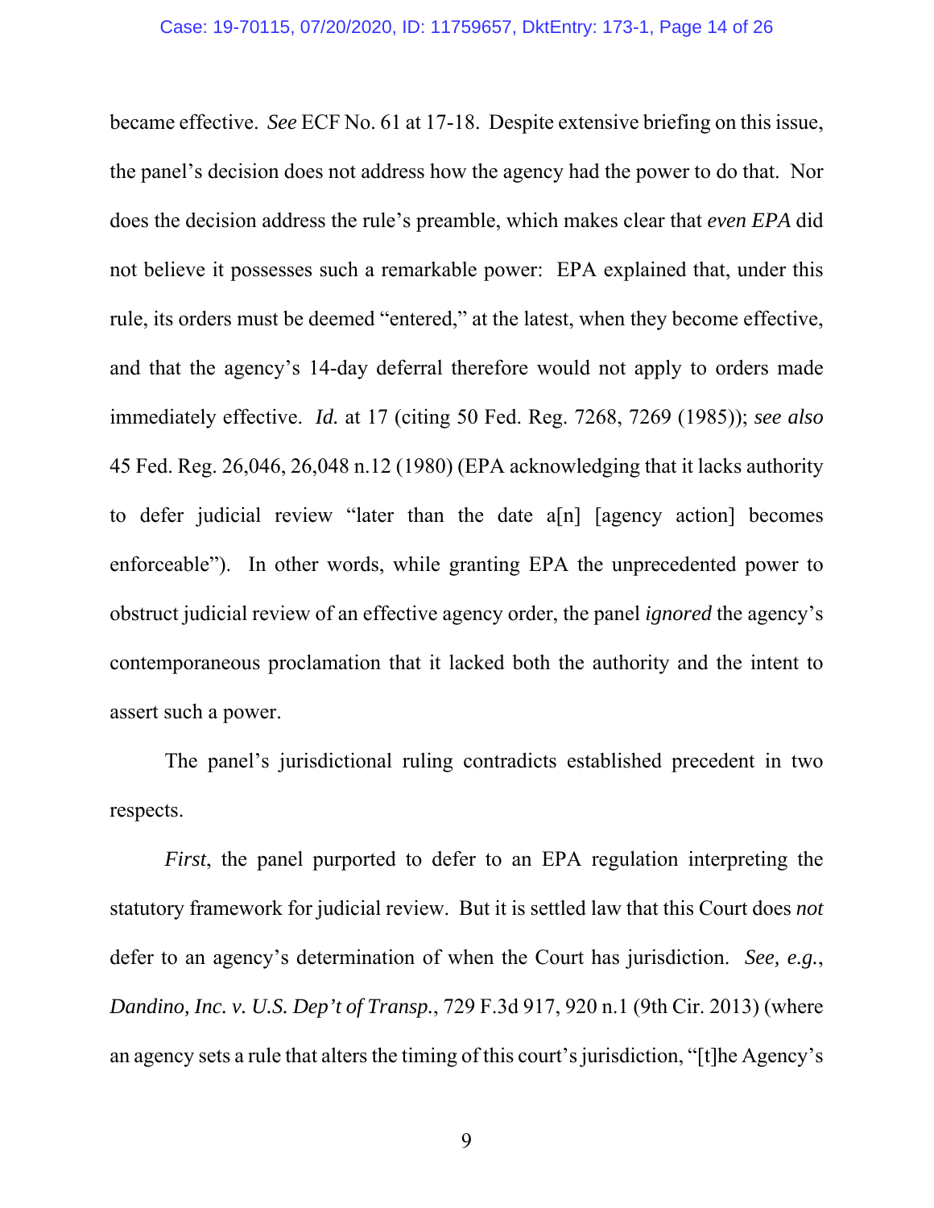became effective. *See* ECF No. 61 at 17-18. Despite extensive briefing on this issue, the panel's decision does not address how the agency had the power to do that. Nor does the decision address the rule's preamble, which makes clear that *even EPA* did not believe it possesses such a remarkable power: EPA explained that, under this rule, its orders must be deemed "entered," at the latest, when they become effective, and that the agency's 14-day deferral therefore would not apply to orders made immediately effective. *Id.* at 17 (citing 50 Fed. Reg. 7268, 7269 (1985)); *see also* 45 Fed. Reg. 26,046, 26,048 n.12 (1980) (EPA acknowledging that it lacks authority to defer judicial review "later than the date a[n] [agency action] becomes enforceable"). In other words, while granting EPA the unprecedented power to obstruct judicial review of an effective agency order, the panel *ignored* the agency's contemporaneous proclamation that it lacked both the authority and the intent to assert such a power.

The panel's jurisdictional ruling contradicts established precedent in two respects.

*First*, the panel purported to defer to an EPA regulation interpreting the statutory framework for judicial review. But it is settled law that this Court does *not* defer to an agency's determination of when the Court has jurisdiction. *See, e.g.*, *Dandino, Inc. v. U.S. Dep't of Transp.*, 729 F.3d 917, 920 n.1 (9th Cir. 2013) (where an agency sets a rule that alters the timing of this court's jurisdiction, "[t]he Agency's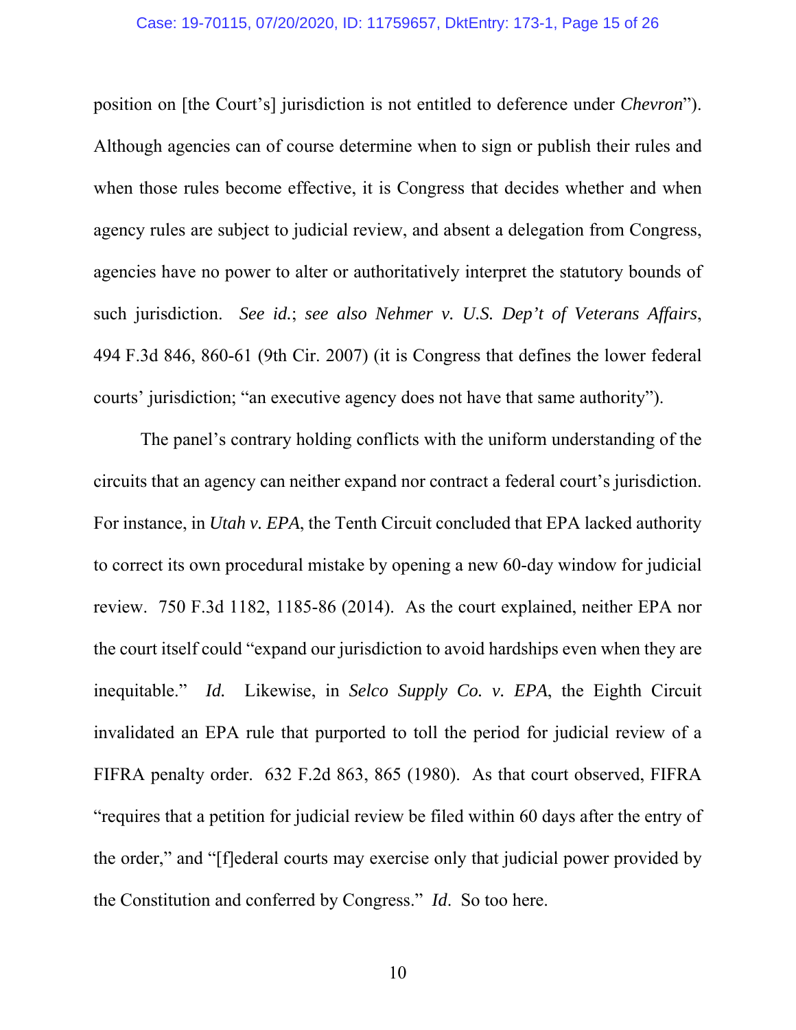position on [the Court's] jurisdiction is not entitled to deference under *Chevron*"). Although agencies can of course determine when to sign or publish their rules and when those rules become effective, it is Congress that decides whether and when agency rules are subject to judicial review, and absent a delegation from Congress, agencies have no power to alter or authoritatively interpret the statutory bounds of such jurisdiction. *See id.*; *see also Nehmer v. U.S. Dep't of Veterans Affairs*, 494 F.3d 846, 860-61 (9th Cir. 2007) (it is Congress that defines the lower federal courts' jurisdiction; "an executive agency does not have that same authority").

The panel's contrary holding conflicts with the uniform understanding of the circuits that an agency can neither expand nor contract a federal court's jurisdiction. For instance, in *Utah v. EPA*, the Tenth Circuit concluded that EPA lacked authority to correct its own procedural mistake by opening a new 60-day window for judicial review. 750 F.3d 1182, 1185-86 (2014). As the court explained, neither EPA nor the court itself could "expand our jurisdiction to avoid hardships even when they are inequitable." *Id.* Likewise, in *Selco Supply Co. v. EPA*, the Eighth Circuit invalidated an EPA rule that purported to toll the period for judicial review of a FIFRA penalty order. 632 F.2d 863, 865 (1980). As that court observed, FIFRA "requires that a petition for judicial review be filed within 60 days after the entry of the order," and "[f]ederal courts may exercise only that judicial power provided by the Constitution and conferred by Congress." *Id*. So too here.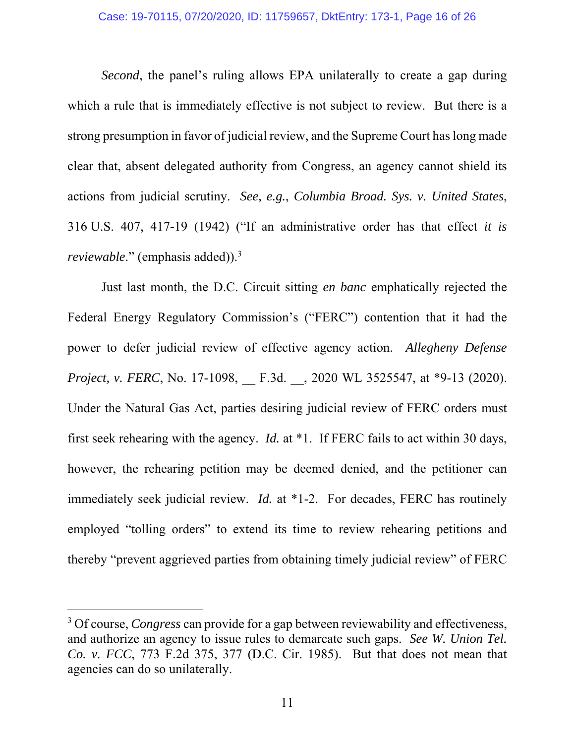*Second*, the panel's ruling allows EPA unilaterally to create a gap during which a rule that is immediately effective is not subject to review. But there is a strong presumption in favor of judicial review, and the Supreme Court has long made clear that, absent delegated authority from Congress, an agency cannot shield its actions from judicial scrutiny. *See, e.g.*, *Columbia Broad. Sys. v. United States*, 316 U.S. 407, 417-19 (1942) ("If an administrative order has that effect *it is reviewable*." (emphasis added)).[3]

Just last month, the D.C. Circuit sitting *en banc* emphatically rejected the Federal Energy Regulatory Commission's ("FERC") contention that it had the power to defer judicial review of effective agency action. *Allegheny Defense Project, v. FERC*, No. 17-1098, __ F.3d. __, 2020 WL 3525547, at *9-13 (2020). Under the Natural Gas Act, parties desiring judicial review of FERC orders must first seek rehearing with the agency. *Id.* at *1. If FERC fails to act within 30 days, however, the rehearing petition may be deemed denied, and the petitioner can immediately seek judicial review. *Id.* at *1-2. For decades, FERC has routinely employed "tolling orders" to extend its time to review rehearing petitions and thereby "prevent aggrieved parties from obtaining timely judicial review" of FERC

[3] Of course, *Congress* can provide for a gap between reviewability and effectiveness, and authorize an agency to issue rules to demarcate such gaps. *See W. Union Tel. Co. v. FCC*, 773 F.2d 375, 377 (D.C. Cir. 1985). But that does not mean that agencies can do so unilaterally.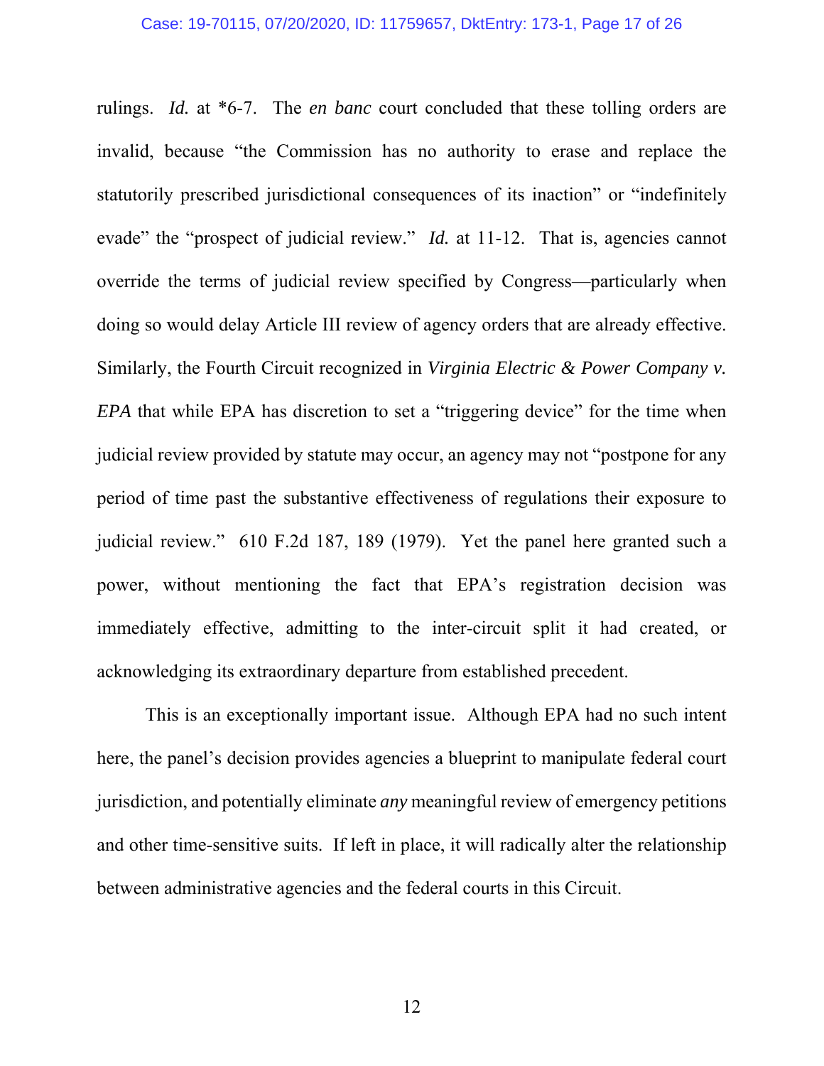rulings. *Id.* at *6-7. The *en banc* court concluded that these tolling orders are invalid, because "the Commission has no authority to erase and replace the statutorily prescribed jurisdictional consequences of its inaction" or "indefinitely evade" the "prospect of judicial review." *Id.* at 11-12. That is, agencies cannot override the terms of judicial review specified by Congress—particularly when doing so would delay Article III review of agency orders that are already effective. Similarly, the Fourth Circuit recognized in *Virginia Electric & Power Company v. EPA* that while EPA has discretion to set a "triggering device" for the time when judicial review provided by statute may occur, an agency may not "postpone for any period of time past the substantive effectiveness of regulations their exposure to judicial review." 610 F.2d 187, 189 (1979). Yet the panel here granted such a power, without mentioning the fact that EPA's registration decision was immediately effective, admitting to the inter-circuit split it had created, or acknowledging its extraordinary departure from established precedent.

This is an exceptionally important issue. Although EPA had no such intent here, the panel's decision provides agencies a blueprint to manipulate federal court jurisdiction, and potentially eliminate *any* meaningful review of emergency petitions and other time-sensitive suits. If left in place, it will radically alter the relationship between administrative agencies and the federal courts in this Circuit.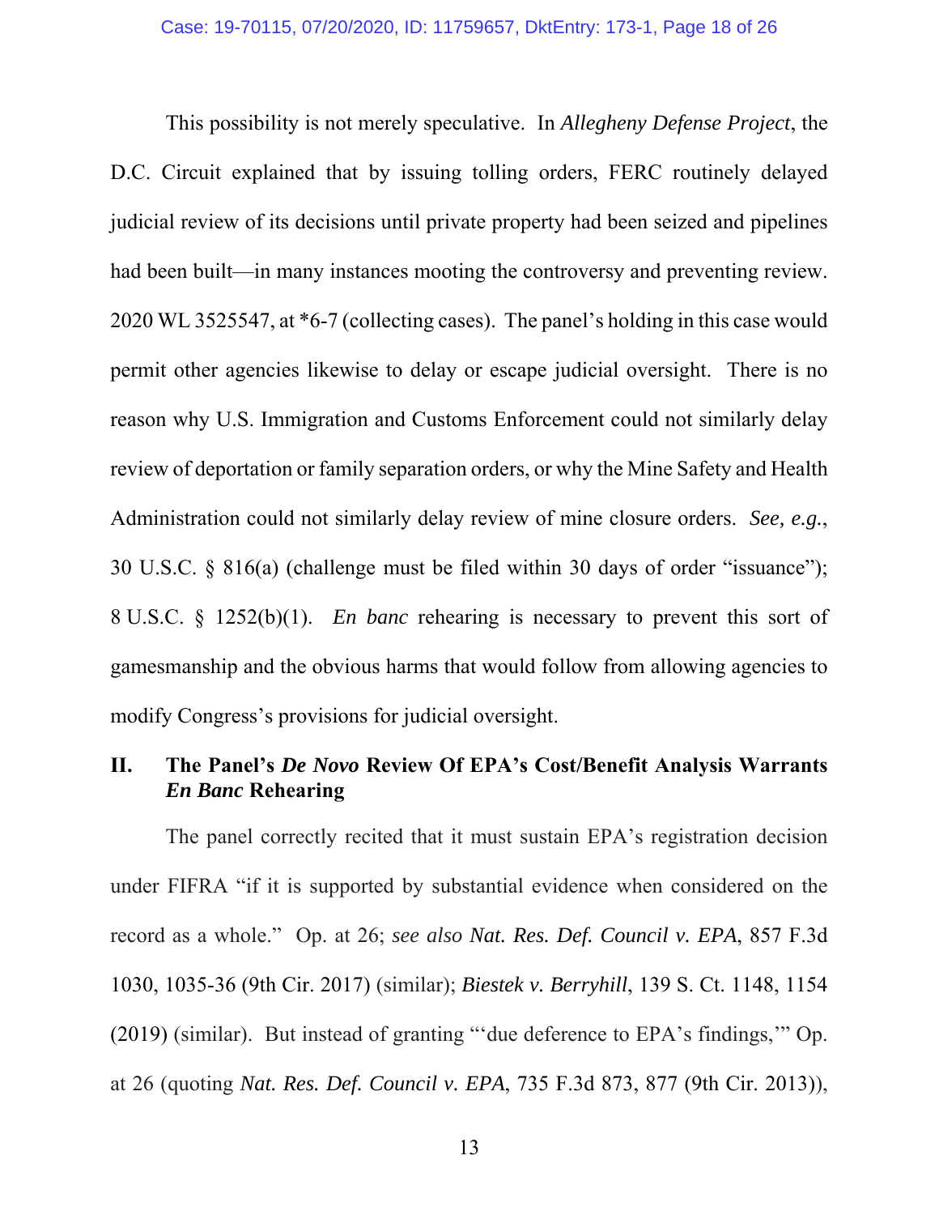This possibility is not merely speculative. In *Allegheny Defense Project*, the D.C. Circuit explained that by issuing tolling orders, FERC routinely delayed judicial review of its decisions until private property had been seized and pipelines had been built—in many instances mooting the controversy and preventing review. 2020 WL 3525547, at *6-7 (collecting cases). The panel's holding in this case would permit other agencies likewise to delay or escape judicial oversight. There is no reason why U.S. Immigration and Customs Enforcement could not similarly delay review of deportation or family separation orders, or why the Mine Safety and Health Administration could not similarly delay review of mine closure orders. *See, e.g.*, 30 U.S.C. § 816(a) (challenge must be filed within 30 days of order "issuance"); 8 U.S.C. § 1252(b)(1). *En banc* rehearing is necessary to prevent this sort of gamesmanship and the obvious harms that would follow from allowing agencies to modify Congress's provisions for judicial oversight.

## II. The Panel's *De Novo* Review Of EPA's Cost/Benefit Analysis Warrants *En Banc* Rehearing

The panel correctly recited that it must sustain EPA's registration decision under FIFRA "if it is supported by substantial evidence when considered on the record as a whole." Op. at 26; *see also Nat. Res. Def. Council v. EPA*, 857 F.3d 1030, 1035-36 (9th Cir. 2017) (similar); *Biestek v. Berryhill*, 139 S. Ct. 1148, 1154 (2019) (similar). But instead of granting "'due deference to EPA's findings,'" Op. at 26 (quoting *Nat. Res. Def. Council v. EPA*, 735 F.3d 873, 877 (9th Cir. 2013)),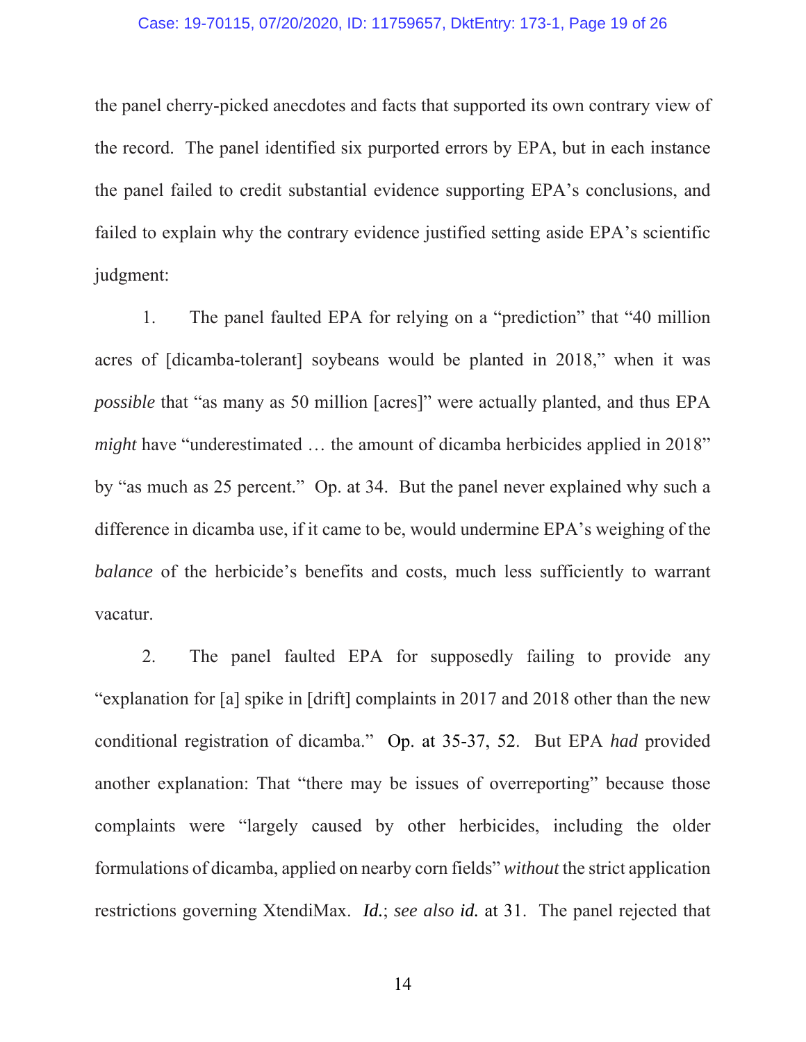the panel cherry-picked anecdotes and facts that supported its own contrary view of the record. The panel identified six purported errors by EPA, but in each instance the panel failed to credit substantial evidence supporting EPA's conclusions, and failed to explain why the contrary evidence justified setting aside EPA's scientific judgment:

1. The panel faulted EPA for relying on a "prediction" that "40 million acres of [dicamba-tolerant] soybeans would be planted in 2018," when it was *possible* that "as many as 50 million [acres]" were actually planted, and thus EPA *might* have "underestimated … the amount of dicamba herbicides applied in 2018" by "as much as 25 percent." Op. at 34. But the panel never explained why such a difference in dicamba use, if it came to be, would undermine EPA's weighing of the *balance* of the herbicide's benefits and costs, much less sufficiently to warrant vacatur.

2. The panel faulted EPA for supposedly failing to provide any "explanation for [a] spike in [drift] complaints in 2017 and 2018 other than the new conditional registration of dicamba." Op. at 35-37, 52. But EPA *had* provided another explanation: That "there may be issues of overreporting" because those complaints were "largely caused by other herbicides, including the older formulations of dicamba, applied on nearby corn fields" *without* the strict application restrictions governing XtendiMax. *Id.*; *see also id.* at 31. The panel rejected that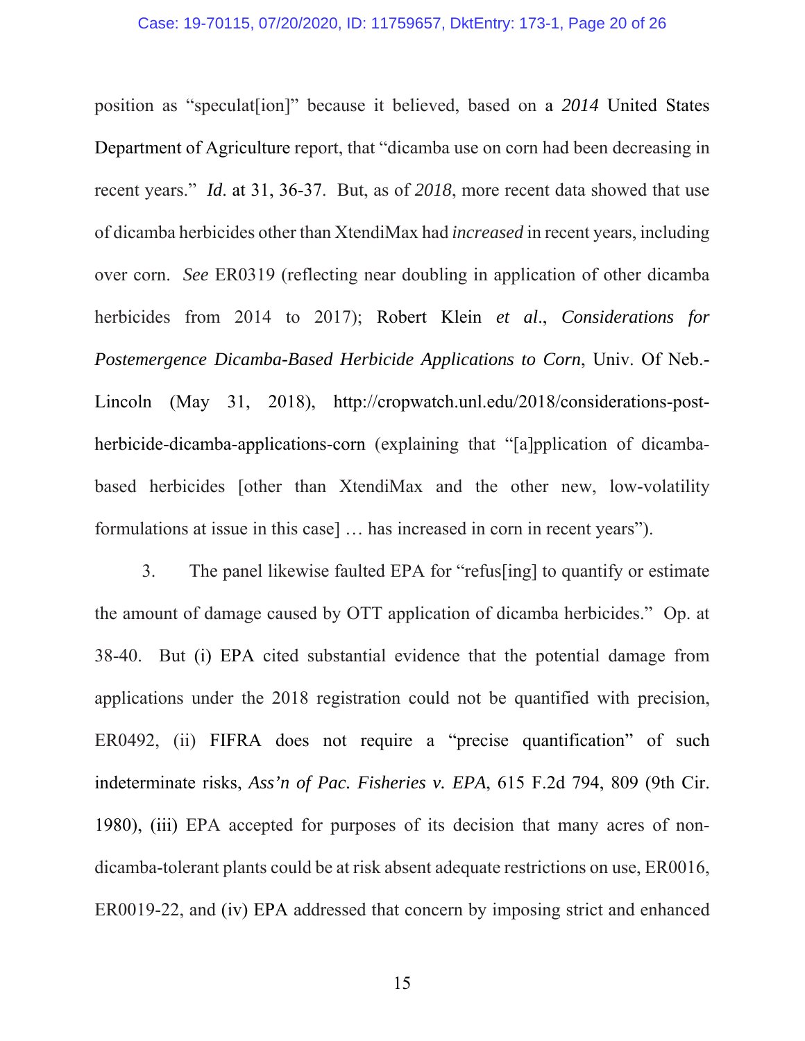position as "speculat[ion]" because it believed, based on a *2014* United States Department of Agriculture report, that "dicamba use on corn had been decreasing in recent years." *Id*. at 31, 36-37. But, as of *2018*, more recent data showed that use of dicamba herbicides other than XtendiMax had *increased* in recent years, including over corn. *See* ER0319 (reflecting near doubling in application of other dicamba herbicides from 2014 to 2017); Robert Klein *et al*., *Considerations for Postemergence Dicamba-Based Herbicide Applications to Corn*, Univ. Of Neb.-Lincoln (May 31, 2018), http://cropwatch.unl.edu/2018/considerations-post-herbicide-dicamba-applications-corn (explaining that "[a]pplication of dicamba-based herbicides [other than XtendiMax and the other new, low-volatility formulations at issue in this case] … has increased in corn in recent years").

3. The panel likewise faulted EPA for "refus[ing] to quantify or estimate the amount of damage caused by OTT application of dicamba herbicides." Op. at 38-40. But (i) EPA cited substantial evidence that the potential damage from applications under the 2018 registration could not be quantified with precision, ER0492, (ii) FIFRA does not require a "precise quantification" of such indeterminate risks, *Ass'n of Pac. Fisheries v. EPA*, 615 F.2d 794, 809 (9th Cir. 1980), (iii) EPA accepted for purposes of its decision that many acres of non-dicamba-tolerant plants could be at risk absent adequate restrictions on use, ER0016, ER0019-22, and (iv) EPA addressed that concern by imposing strict and enhanced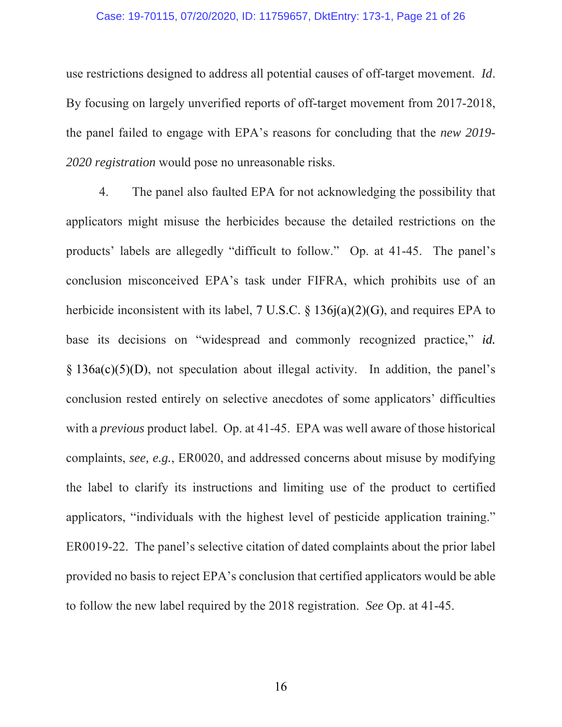use restrictions designed to address all potential causes of off-target movement. *Id*. By focusing on largely unverified reports of off-target movement from 2017-2018, the panel failed to engage with EPA's reasons for concluding that the *new 2019-2020 registration* would pose no unreasonable risks.

4. The panel also faulted EPA for not acknowledging the possibility that applicators might misuse the herbicides because the detailed restrictions on the products' labels are allegedly "difficult to follow." Op. at 41-45. The panel's conclusion misconceived EPA's task under FIFRA, which prohibits use of an herbicide inconsistent with its label, 7 U.S.C. § 136j(a)(2)(G), and requires EPA to base its decisions on "widespread and commonly recognized practice," *id.* § 136a(c)(5)(D), not speculation about illegal activity. In addition, the panel's conclusion rested entirely on selective anecdotes of some applicators' difficulties with a *previous* product label. Op. at 41-45. EPA was well aware of those historical complaints, *see, e.g.*, ER0020, and addressed concerns about misuse by modifying the label to clarify its instructions and limiting use of the product to certified applicators, "individuals with the highest level of pesticide application training." ER0019-22. The panel's selective citation of dated complaints about the prior label provided no basis to reject EPA's conclusion that certified applicators would be able to follow the new label required by the 2018 registration. *See* Op. at 41-45.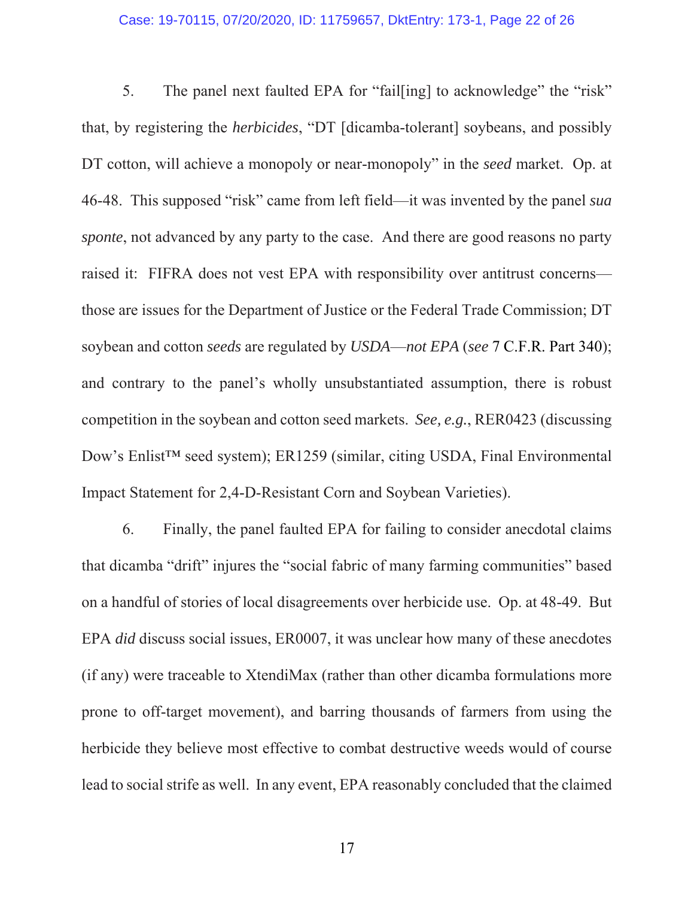5. The panel next faulted EPA for "fail[ing] to acknowledge" the "risk" that, by registering the *herbicides*, "DT [dicamba-tolerant] soybeans, and possibly DT cotton, will achieve a monopoly or near-monopoly" in the *seed* market. Op. at 46-48. This supposed "risk" came from left field—it was invented by the panel *sua sponte*, not advanced by any party to the case. And there are good reasons no party raised it: FIFRA does not vest EPA with responsibility over antitrust concerns—those are issues for the Department of Justice or the Federal Trade Commission; DT soybean and cotton *seeds* are regulated by *USDA—not EPA* (*see* 7 C.F.R. Part 340); and contrary to the panel's wholly unsubstantiated assumption, there is robust competition in the soybean and cotton seed markets. *See, e.g.*, RER0423 (discussing Dow's Enlist™ seed system); ER1259 (similar, citing USDA, Final Environmental Impact Statement for 2,4-D-Resistant Corn and Soybean Varieties).

6. Finally, the panel faulted EPA for failing to consider anecdotal claims that dicamba "drift" injures the "social fabric of many farming communities" based on a handful of stories of local disagreements over herbicide use. Op. at 48-49. But EPA *did* discuss social issues, ER0007, it was unclear how many of these anecdotes (if any) were traceable to XtendiMax (rather than other dicamba formulations more prone to off-target movement), and barring thousands of farmers from using the herbicide they believe most effective to combat destructive weeds would of course lead to social strife as well. In any event, EPA reasonably concluded that the claimed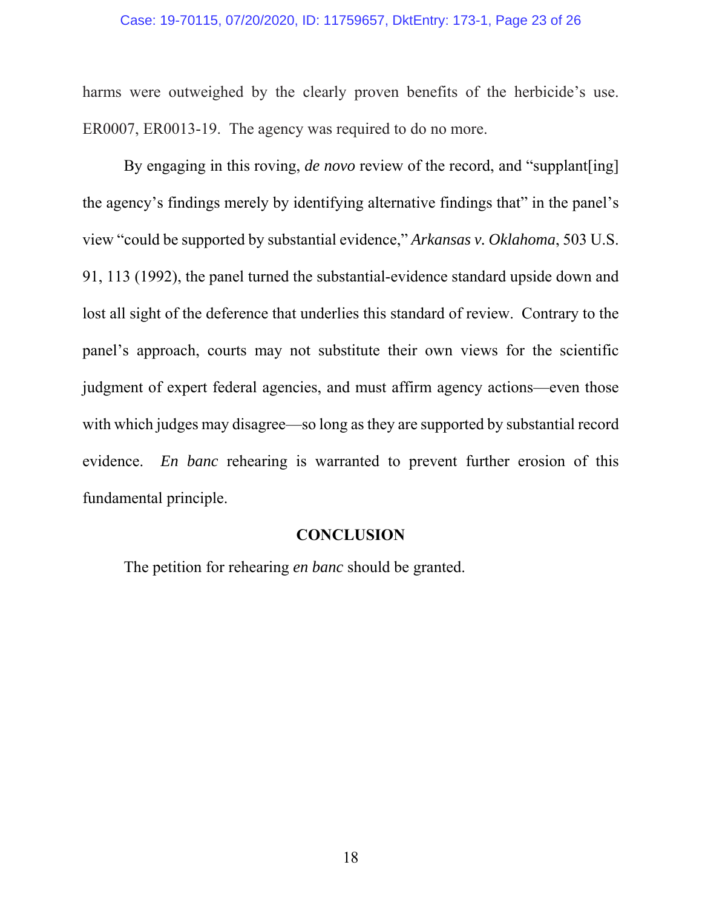harms were outweighed by the clearly proven benefits of the herbicide's use. ER0007, ER0013-19. The agency was required to do no more.

By engaging in this roving, *de novo* review of the record, and "supplant[ing] the agency's findings merely by identifying alternative findings that" in the panel's view "could be supported by substantial evidence," *Arkansas v. Oklahoma*, 503 U.S. 91, 113 (1992), the panel turned the substantial-evidence standard upside down and lost all sight of the deference that underlies this standard of review. Contrary to the panel's approach, courts may not substitute their own views for the scientific judgment of expert federal agencies, and must affirm agency actions—even those with which judges may disagree—so long as they are supported by substantial record evidence. *En banc* rehearing is warranted to prevent further erosion of this fundamental principle.

## CONCLUSION

The petition for rehearing *en banc* should be granted.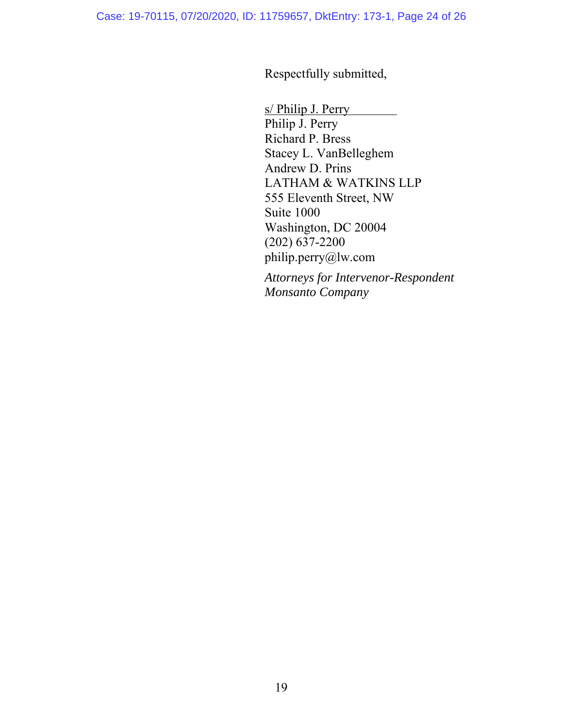Respectfully submitted,

s/ Philip J. Perry
Philip J. Perry
Richard P. Bress
Stacey L. VanBelleghem
Andrew D. Prins
LATHAM & WATKINS LLP
555 Eleventh Street, NW
Suite 1000
Washington, DC 20004
(202) 637-2200
philip.perry@lw.com

*Attorneys for Intervenor-Respondent Monsanto Company*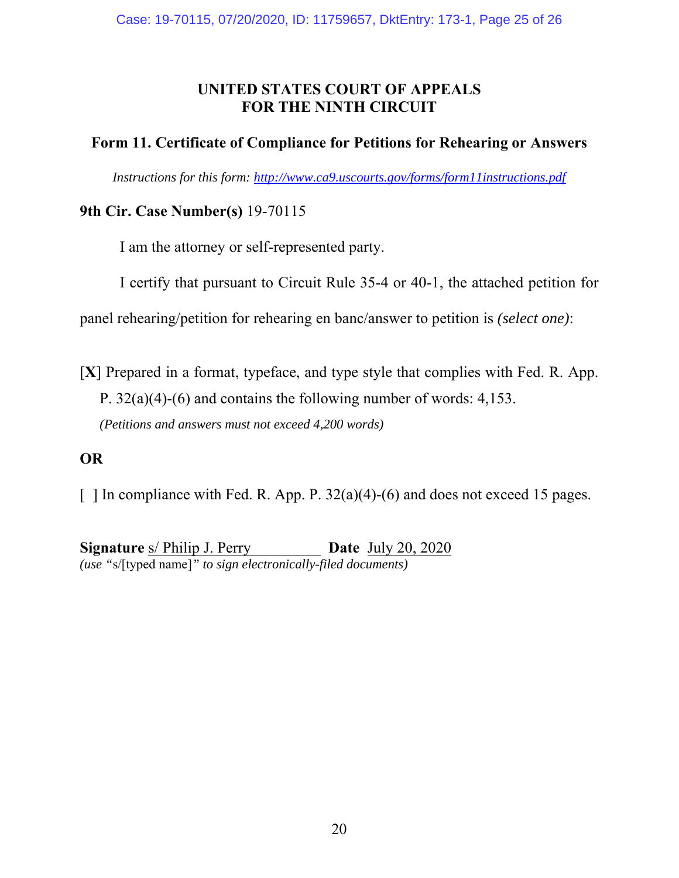**UNITED STATES COURT OF APPEALS**
**FOR THE NINTH CIRCUIT**

**Form 11. Certificate of Compliance for Petitions for Rehearing or Answers**

*Instructions for this form: http://www.ca9.uscourts.gov/forms/form11instructions.pdf*

**9th Cir. Case Number(s)** 19-70115

I am the attorney or self-represented party.

I certify that pursuant to Circuit Rule 35-4 or 40-1, the attached petition for panel rehearing/petition for rehearing en banc/answer to petition is *(select one)*:

[**X**] Prepared in a format, typeface, and type style that complies with Fed. R. App. P. 32(a)(4)-(6) and contains the following number of words: 4,153.
*(Petitions and answers must not exceed 4,200 words)*

**OR**

[ ] In compliance with Fed. R. App. P. 32(a)(4)-(6) and does not exceed 15 pages.

**Signature** s/ Philip J. Perry **Date** July 20, 2020
*(use "*s/[typed name]*" to sign electronically-filed documents)*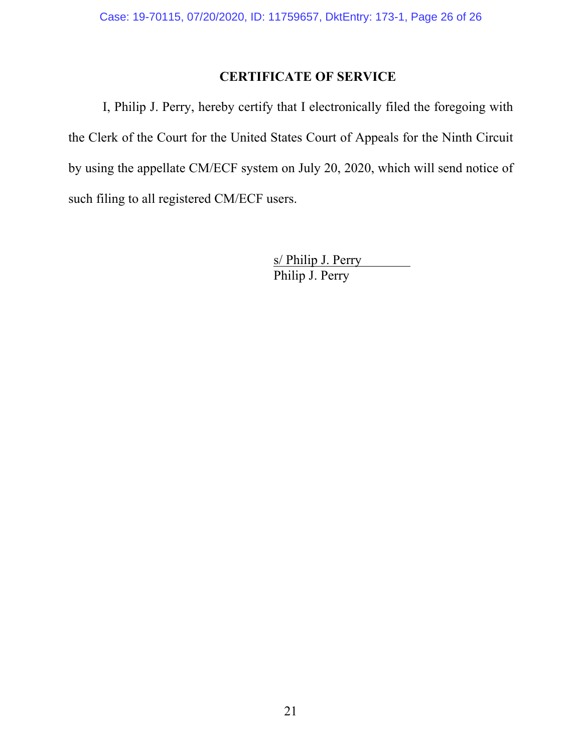## CERTIFICATE OF SERVICE

I, Philip J. Perry, hereby certify that I electronically filed the foregoing with the Clerk of the Court for the United States Court of Appeals for the Ninth Circuit by using the appellate CM/ECF system on July 20, 2020, which will send notice of such filing to all registered CM/ECF users.

s/ Philip J. Perry
Philip J. Perry